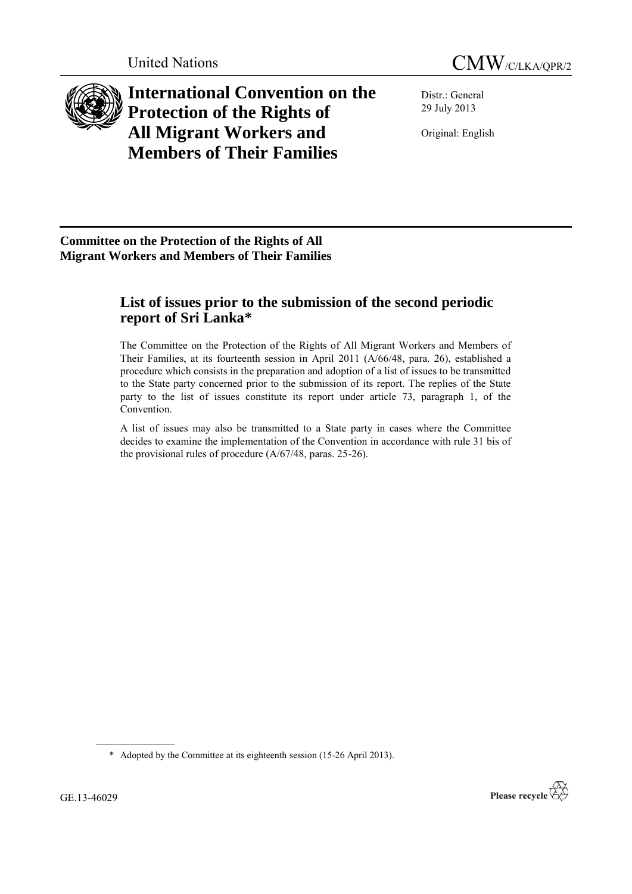United Nations CMW/C/LKA/QPR/2

# International Convention on the Protection of the Rights of All Migrant Workers and Members of Their Families

Distr.: General
29 July 2013

Original: English

**Committee on the Protection of the Rights of All Migrant Workers and Members of Their Families**

## List of issues prior to the submission of the second periodic report of Sri Lanka*

The Committee on the Protection of the Rights of All Migrant Workers and Members of Their Families, at its fourteenth session in April 2011 (A/66/48, para. 26), established a procedure which consists in the preparation and adoption of a list of issues to be transmitted to the State party concerned prior to the submission of its report. The replies of the State party to the list of issues constitute its report under article 73, paragraph 1, of the Convention.

A list of issues may also be transmitted to a State party in cases where the Committee decides to examine the implementation of the Convention in accordance with rule 31 bis of the provisional rules of procedure (A/67/48, paras. 25-26).

\* Adopted by the Committee at its eighteenth session (15-26 April 2013).

GE.13-46029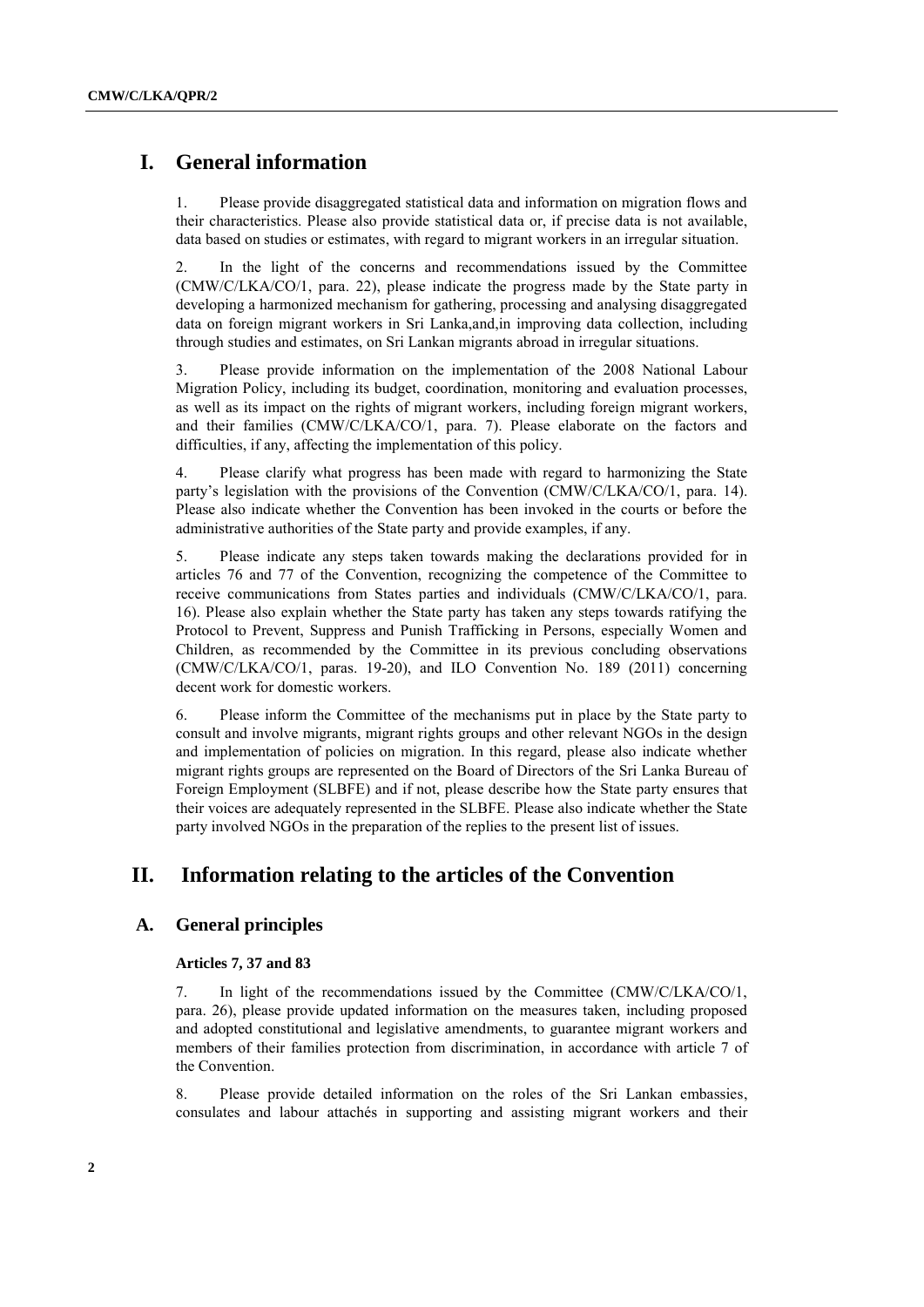# I. General information

1. Please provide disaggregated statistical data and information on migration flows and their characteristics. Please also provide statistical data or, if precise data is not available, data based on studies or estimates, with regard to migrant workers in an irregular situation.

2. In the light of the concerns and recommendations issued by the Committee (CMW/C/LKA/CO/1, para. 22), please indicate the progress made by the State party in developing a harmonized mechanism for gathering, processing and analysing disaggregated data on foreign migrant workers in Sri Lanka,and,in improving data collection, including through studies and estimates, on Sri Lankan migrants abroad in irregular situations.

3. Please provide information on the implementation of the 2008 National Labour Migration Policy, including its budget, coordination, monitoring and evaluation processes, as well as its impact on the rights of migrant workers, including foreign migrant workers, and their families (CMW/C/LKA/CO/1, para. 7). Please elaborate on the factors and difficulties, if any, affecting the implementation of this policy.

4. Please clarify what progress has been made with regard to harmonizing the State party's legislation with the provisions of the Convention (CMW/C/LKA/CO/1, para. 14). Please also indicate whether the Convention has been invoked in the courts or before the administrative authorities of the State party and provide examples, if any.

5. Please indicate any steps taken towards making the declarations provided for in articles 76 and 77 of the Convention, recognizing the competence of the Committee to receive communications from States parties and individuals (CMW/C/LKA/CO/1, para. 16). Please also explain whether the State party has taken any steps towards ratifying the Protocol to Prevent, Suppress and Punish Trafficking in Persons, especially Women and Children, as recommended by the Committee in its previous concluding observations (CMW/C/LKA/CO/1, paras. 19-20), and ILO Convention No. 189 (2011) concerning decent work for domestic workers.

6. Please inform the Committee of the mechanisms put in place by the State party to consult and involve migrants, migrant rights groups and other relevant NGOs in the design and implementation of policies on migration. In this regard, please also indicate whether migrant rights groups are represented on the Board of Directors of the Sri Lanka Bureau of Foreign Employment (SLBFE) and if not, please describe how the State party ensures that their voices are adequately represented in the SLBFE. Please also indicate whether the State party involved NGOs in the preparation of the replies to the present list of issues.

# II. Information relating to the articles of the Convention

## A. General principles

### Articles 7, 37 and 83

7. In light of the recommendations issued by the Committee (CMW/C/LKA/CO/1, para. 26), please provide updated information on the measures taken, including proposed and adopted constitutional and legislative amendments, to guarantee migrant workers and members of their families protection from discrimination, in accordance with article 7 of the Convention.

8. Please provide detailed information on the roles of the Sri Lankan embassies, consulates and labour attachés in supporting and assisting migrant workers and their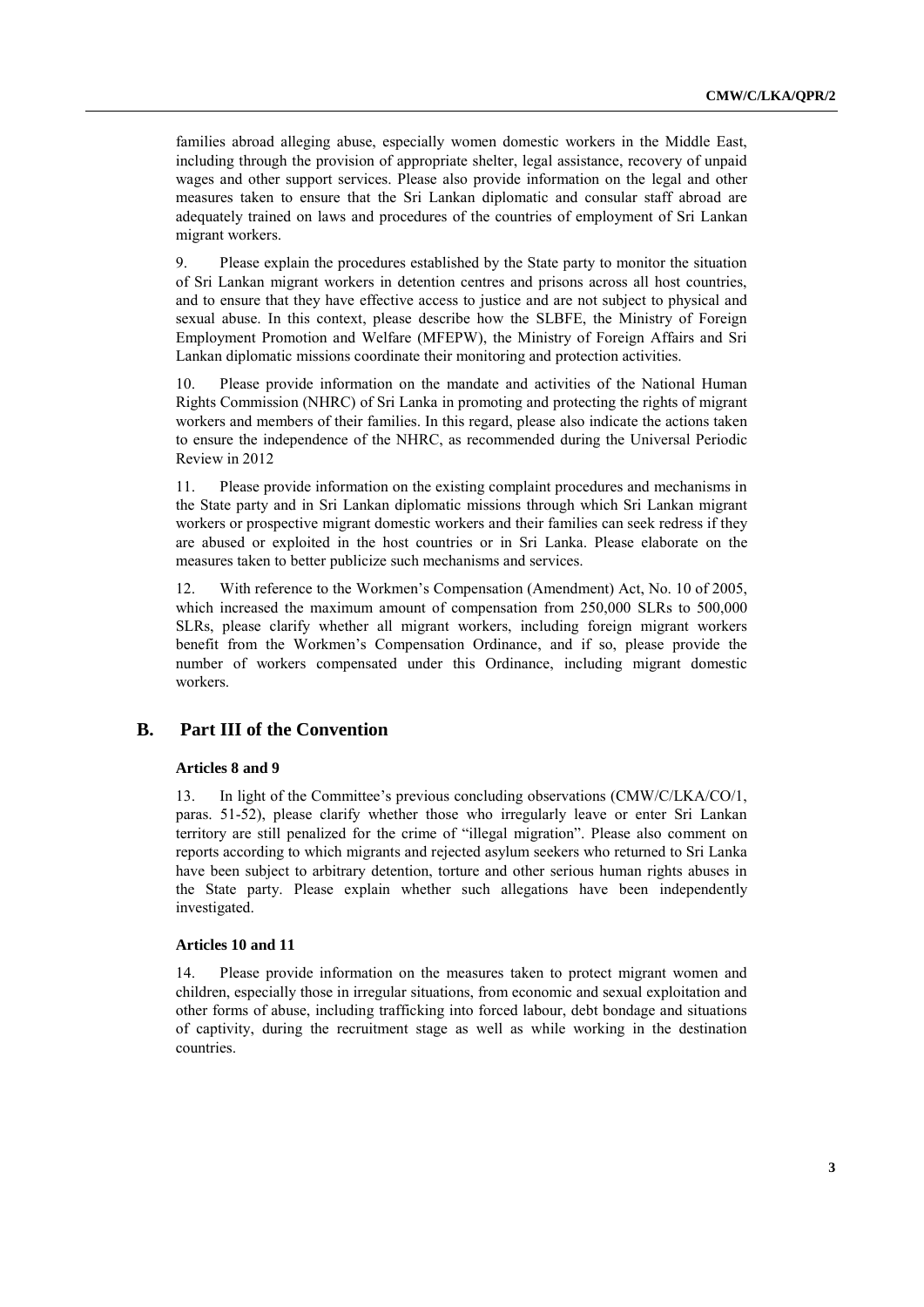families abroad alleging abuse, especially women domestic workers in the Middle East, including through the provision of appropriate shelter, legal assistance, recovery of unpaid wages and other support services. Please also provide information on the legal and other measures taken to ensure that the Sri Lankan diplomatic and consular staff abroad are adequately trained on laws and procedures of the countries of employment of Sri Lankan migrant workers.

9. Please explain the procedures established by the State party to monitor the situation of Sri Lankan migrant workers in detention centres and prisons across all host countries, and to ensure that they have effective access to justice and are not subject to physical and sexual abuse. In this context, please describe how the SLBFE, the Ministry of Foreign Employment Promotion and Welfare (MFEPW), the Ministry of Foreign Affairs and Sri Lankan diplomatic missions coordinate their monitoring and protection activities.

10. Please provide information on the mandate and activities of the National Human Rights Commission (NHRC) of Sri Lanka in promoting and protecting the rights of migrant workers and members of their families. In this regard, please also indicate the actions taken to ensure the independence of the NHRC, as recommended during the Universal Periodic Review in 2012

11. Please provide information on the existing complaint procedures and mechanisms in the State party and in Sri Lankan diplomatic missions through which Sri Lankan migrant workers or prospective migrant domestic workers and their families can seek redress if they are abused or exploited in the host countries or in Sri Lanka. Please elaborate on the measures taken to better publicize such mechanisms and services.

12. With reference to the Workmen's Compensation (Amendment) Act, No. 10 of 2005, which increased the maximum amount of compensation from 250,000 SLRs to 500,000 SLRs, please clarify whether all migrant workers, including foreign migrant workers benefit from the Workmen's Compensation Ordinance, and if so, please provide the number of workers compensated under this Ordinance, including migrant domestic workers.

## B. Part III of the Convention

### Articles 8 and 9

13. In light of the Committee's previous concluding observations (CMW/C/LKA/CO/1, paras. 51-52), please clarify whether those who irregularly leave or enter Sri Lankan territory are still penalized for the crime of "illegal migration". Please also comment on reports according to which migrants and rejected asylum seekers who returned to Sri Lanka have been subject to arbitrary detention, torture and other serious human rights abuses in the State party. Please explain whether such allegations have been independently investigated.

### Articles 10 and 11

14. Please provide information on the measures taken to protect migrant women and children, especially those in irregular situations, from economic and sexual exploitation and other forms of abuse, including trafficking into forced labour, debt bondage and situations of captivity, during the recruitment stage as well as while working in the destination countries.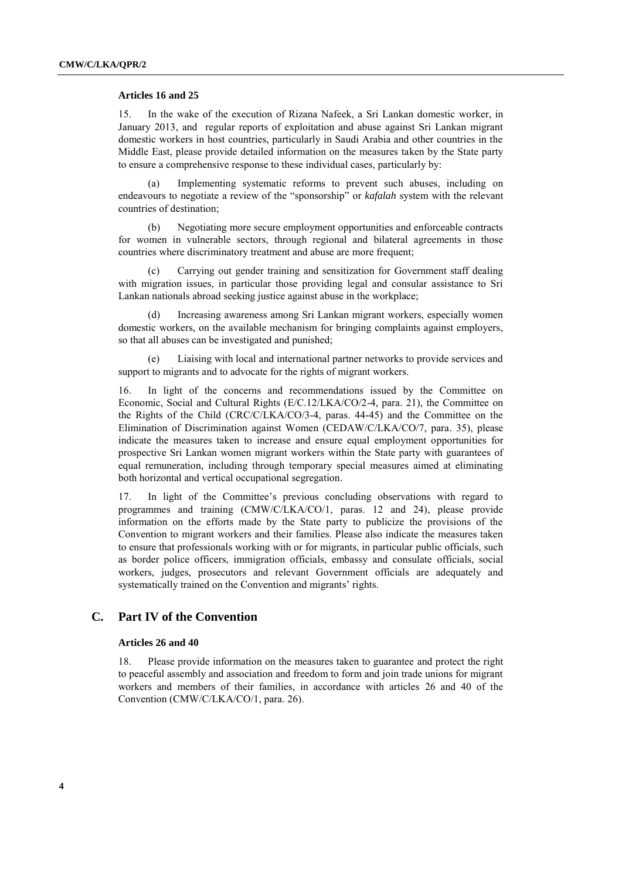**Articles 16 and 25**

15. In the wake of the execution of Rizana Nafeek, a Sri Lankan domestic worker, in January 2013, and regular reports of exploitation and abuse against Sri Lankan migrant domestic workers in host countries, particularly in Saudi Arabia and other countries in the Middle East, please provide detailed information on the measures taken by the State party to ensure a comprehensive response to these individual cases, particularly by:

(a) Implementing systematic reforms to prevent such abuses, including on endeavours to negotiate a review of the "sponsorship" or *kafalah* system with the relevant countries of destination;

(b) Negotiating more secure employment opportunities and enforceable contracts for women in vulnerable sectors, through regional and bilateral agreements in those countries where discriminatory treatment and abuse are more frequent;

(c) Carrying out gender training and sensitization for Government staff dealing with migration issues, in particular those providing legal and consular assistance to Sri Lankan nationals abroad seeking justice against abuse in the workplace;

(d) Increasing awareness among Sri Lankan migrant workers, especially women domestic workers, on the available mechanism for bringing complaints against employers, so that all abuses can be investigated and punished;

(e) Liaising with local and international partner networks to provide services and support to migrants and to advocate for the rights of migrant workers.

16. In light of the concerns and recommendations issued by the Committee on Economic, Social and Cultural Rights (E/C.12/LKA/CO/2-4, para. 21), the Committee on the Rights of the Child (CRC/C/LKA/CO/3-4, paras. 44-45) and the Committee on the Elimination of Discrimination against Women (CEDAW/C/LKA/CO/7, para. 35), please indicate the measures taken to increase and ensure equal employment opportunities for prospective Sri Lankan women migrant workers within the State party with guarantees of equal remuneration, including through temporary special measures aimed at eliminating both horizontal and vertical occupational segregation.

17. In light of the Committee's previous concluding observations with regard to programmes and training (CMW/C/LKA/CO/1, paras. 12 and 24), please provide information on the efforts made by the State party to publicize the provisions of the Convention to migrant workers and their families. Please also indicate the measures taken to ensure that professionals working with or for migrants, in particular public officials, such as border police officers, immigration officials, embassy and consulate officials, social workers, judges, prosecutors and relevant Government officials are adequately and systematically trained on the Convention and migrants' rights.

## C. Part IV of the Convention

**Articles 26 and 40**

18. Please provide information on the measures taken to guarantee and protect the right to peaceful assembly and association and freedom to form and join trade unions for migrant workers and members of their families, in accordance with articles 26 and 40 of the Convention (CMW/C/LKA/CO/1, para. 26).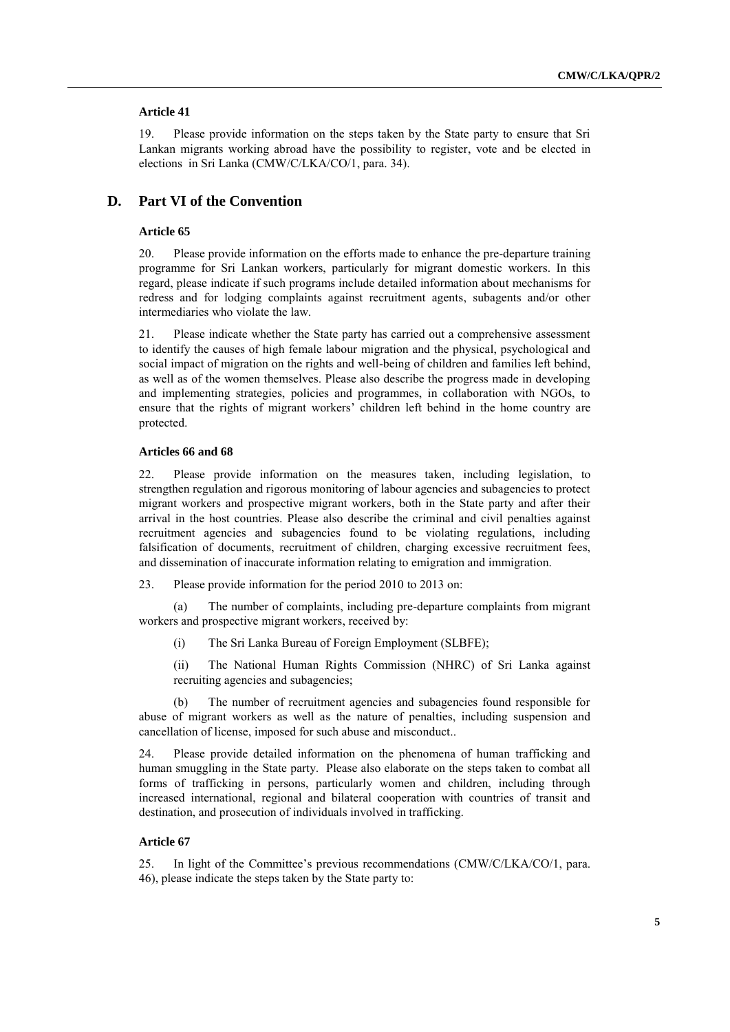**Article 41**

19. Please provide information on the steps taken by the State party to ensure that Sri Lankan migrants working abroad have the possibility to register, vote and be elected in elections in Sri Lanka (CMW/C/LKA/CO/1, para. 34).

## D. Part VI of the Convention

**Article 65**

20. Please provide information on the efforts made to enhance the pre-departure training programme for Sri Lankan workers, particularly for migrant domestic workers. In this regard, please indicate if such programs include detailed information about mechanisms for redress and for lodging complaints against recruitment agents, subagents and/or other intermediaries who violate the law.

21. Please indicate whether the State party has carried out a comprehensive assessment to identify the causes of high female labour migration and the physical, psychological and social impact of migration on the rights and well-being of children and families left behind, as well as of the women themselves. Please also describe the progress made in developing and implementing strategies, policies and programmes, in collaboration with NGOs, to ensure that the rights of migrant workers' children left behind in the home country are protected.

**Articles 66 and 68**

22. Please provide information on the measures taken, including legislation, to strengthen regulation and rigorous monitoring of labour agencies and subagencies to protect migrant workers and prospective migrant workers, both in the State party and after their arrival in the host countries. Please also describe the criminal and civil penalties against recruitment agencies and subagencies found to be violating regulations, including falsification of documents, recruitment of children, charging excessive recruitment fees, and dissemination of inaccurate information relating to emigration and immigration.

23. Please provide information for the period 2010 to 2013 on:

(a) The number of complaints, including pre-departure complaints from migrant workers and prospective migrant workers, received by:

(i) The Sri Lanka Bureau of Foreign Employment (SLBFE);

(ii) The National Human Rights Commission (NHRC) of Sri Lanka against recruiting agencies and subagencies;

(b) The number of recruitment agencies and subagencies found responsible for abuse of migrant workers as well as the nature of penalties, including suspension and cancellation of license, imposed for such abuse and misconduct..

24. Please provide detailed information on the phenomena of human trafficking and human smuggling in the State party. Please also elaborate on the steps taken to combat all forms of trafficking in persons, particularly women and children, including through increased international, regional and bilateral cooperation with countries of transit and destination, and prosecution of individuals involved in trafficking.

**Article 67**

25. In light of the Committee's previous recommendations (CMW/C/LKA/CO/1, para. 46), please indicate the steps taken by the State party to: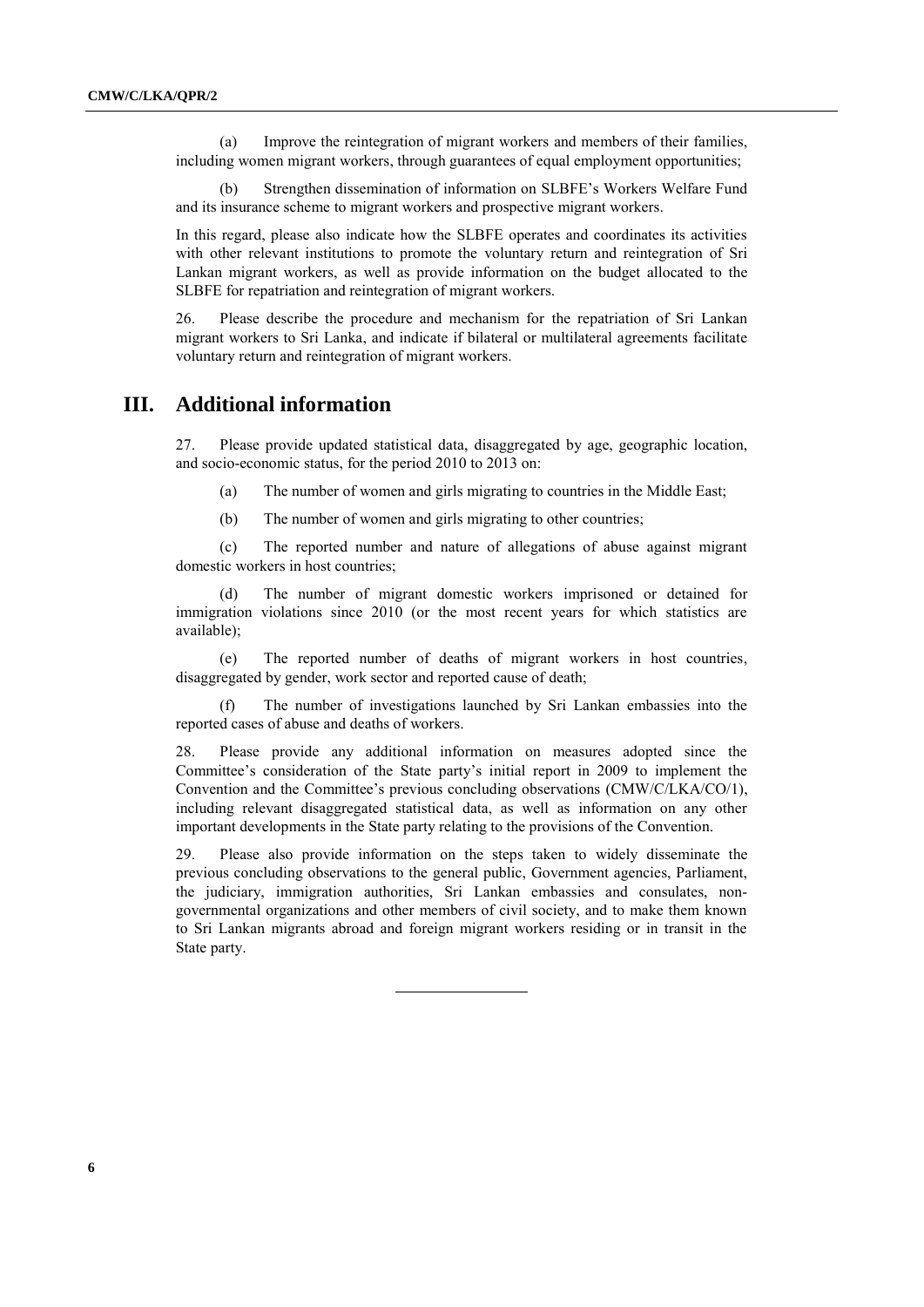(a) Improve the reintegration of migrant workers and members of their families, including women migrant workers, through guarantees of equal employment opportunities;

(b) Strengthen dissemination of information on SLBFE's Workers Welfare Fund and its insurance scheme to migrant workers and prospective migrant workers.

In this regard, please also indicate how the SLBFE operates and coordinates its activities with other relevant institutions to promote the voluntary return and reintegration of Sri Lankan migrant workers, as well as provide information on the budget allocated to the SLBFE for repatriation and reintegration of migrant workers.

26. Please describe the procedure and mechanism for the repatriation of Sri Lankan migrant workers to Sri Lanka, and indicate if bilateral or multilateral agreements facilitate voluntary return and reintegration of migrant workers.

## III. Additional information

27. Please provide updated statistical data, disaggregated by age, geographic location, and socio-economic status, for the period 2010 to 2013 on:

(a) The number of women and girls migrating to countries in the Middle East;

(b) The number of women and girls migrating to other countries;

(c) The reported number and nature of allegations of abuse against migrant domestic workers in host countries;

(d) The number of migrant domestic workers imprisoned or detained for immigration violations since 2010 (or the most recent years for which statistics are available);

(e) The reported number of deaths of migrant workers in host countries, disaggregated by gender, work sector and reported cause of death;

(f) The number of investigations launched by Sri Lankan embassies into the reported cases of abuse and deaths of workers.

28. Please provide any additional information on measures adopted since the Committee's consideration of the State party's initial report in 2009 to implement the Convention and the Committee's previous concluding observations (CMW/C/LKA/CO/1), including relevant disaggregated statistical data, as well as information on any other important developments in the State party relating to the provisions of the Convention.

29. Please also provide information on the steps taken to widely disseminate the previous concluding observations to the general public, Government agencies, Parliament, the judiciary, immigration authorities, Sri Lankan embassies and consulates, non-governmental organizations and other members of civil society, and to make them known to Sri Lankan migrants abroad and foreign migrant workers residing or in transit in the State party.